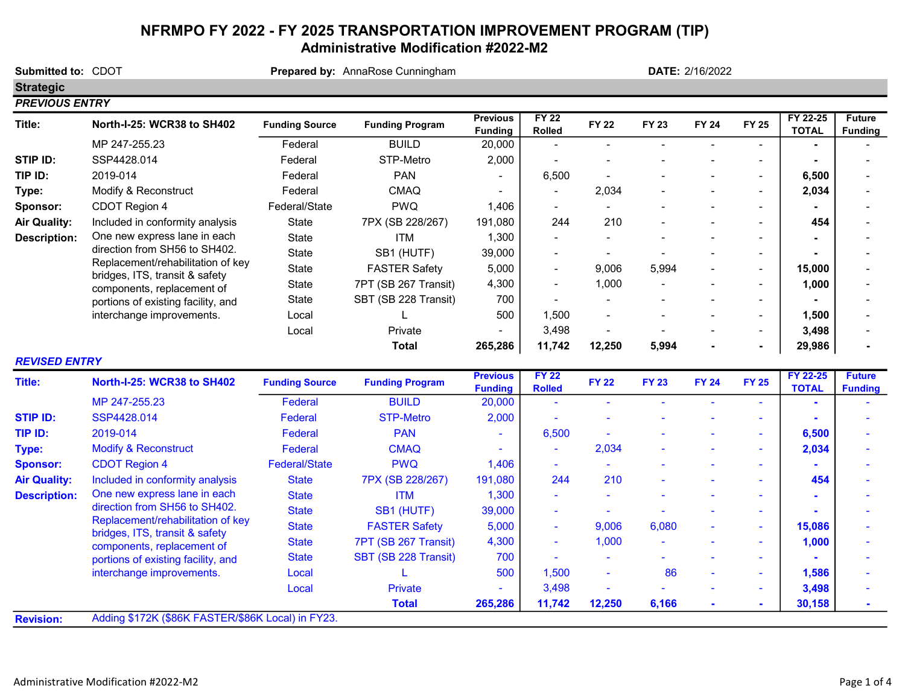# NFRMPO FY 2022 - FY 2025 TRANSPORTATION IMPROVEMENT PROGRAM (TIP)

## Administrative Modification #2022-M2

**Submitted to:** CDOT **Prepared by:** AnnaRose Cunningham **DATE:** 2/16/2022

### Strategic

#### *PREVIOUS ENTRY*

| **Title:** | **North-I-25: WCR38 to SH402** | **Funding Source** | **Funding Program** | **Previous Funding** | **FY 22 Rolled** | **FY 22** | **FY 23** | **FY 24** | **FY 25** | **FY 22-25 TOTAL** | **Future Funding** |
|---|---|---|---|---|---|---|---|---|---|---|---|
| | MP 247-255.23 | Federal | BUILD | 20,000 | - | - | - | - | - | **-** | - |
| **STIP ID:** | SSP4428.014 | Federal | STP-Metro | 2,000 | - | - | - | - | - | **-** | - |
| **TIP ID:** | 2019-014 | Federal | PAN | - | 6,500 | - | - | - | - | **6,500** | - |
| **Type:** | Modify & Reconstruct | Federal | CMAQ | - | - | 2,034 | - | - | - | **2,034** | - |
| **Sponsor:** | CDOT Region 4 | Federal/State | PWQ | 1,406 | - | - | - | - | - | **-** | - |
| **Air Quality:** | Included in conformity analysis | State | 7PX (SB 228/267) | 191,080 | 244 | 210 | - | - | - | **454** | - |
| **Description:** | One new express lane in each direction from SH56 to SH402. Replacement/rehabilitation of key bridges, ITS, transit & safety components, replacement of portions of existing facility, and interchange improvements. | State | ITM | 1,300 | - | - | - | - | - | **-** | - |
| | | State | SB1 (HUTF) | 39,000 | - | - | - | - | - | **-** | - |
| | | State | FASTER Safety | 5,000 | - | 9,006 | 5,994 | - | - | **15,000** | - |
| | | State | 7PT (SB 267 Transit) | 4,300 | - | 1,000 | - | - | - | **1,000** | - |
| | | State | SBT (SB 228 Transit) | 700 | - | - | - | - | - | **-** | - |
| | | Local | L | 500 | 1,500 | - | - | - | - | **1,500** | - |
| | | Local | Private | - | 3,498 | - | - | - | - | **3,498** | - |
| | | | **Total** | **265,286** | **11,742** | **12,250** | **5,994** | **-** | **-** | **29,986** | **-** |

#### *REVISED ENTRY*

| **Title:** | **North-I-25: WCR38 to SH402** | **Funding Source** | **Funding Program** | **Previous Funding** | **FY 22 Rolled** | **FY 22** | **FY 23** | **FY 24** | **FY 25** | **FY 22-25 TOTAL** | **Future Funding** |
|---|---|---|---|---|---|---|---|---|---|---|---|
| | MP 247-255.23 | Federal | BUILD | 20,000 | - | - | - | - | - | **-** | - |
| **STIP ID:** | SSP4428.014 | Federal | STP-Metro | 2,000 | - | - | - | - | - | **-** | - |
| **TIP ID:** | 2019-014 | Federal | PAN | - | 6,500 | - | - | - | - | **6,500** | - |
| **Type:** | Modify & Reconstruct | Federal | CMAQ | - | - | 2,034 | - | - | - | **2,034** | - |
| **Sponsor:** | CDOT Region 4 | Federal/State | PWQ | 1,406 | - | - | - | - | - | **-** | - |
| **Air Quality:** | Included in conformity analysis | State | 7PX (SB 228/267) | 191,080 | 244 | 210 | - | - | - | **454** | - |
| **Description:** | One new express lane in each direction from SH56 to SH402. Replacement/rehabilitation of key bridges, ITS, transit & safety components, replacement of portions of existing facility, and interchange improvements. | State | ITM | 1,300 | - | - | - | - | - | **-** | - |
| | | State | SB1 (HUTF) | 39,000 | - | - | - | - | - | **-** | - |
| | | State | FASTER Safety | 5,000 | - | 9,006 | 6,080 | - | - | **15,086** | - |
| | | State | 7PT (SB 267 Transit) | 4,300 | - | 1,000 | - | - | - | **1,000** | - |
| | | State | SBT (SB 228 Transit) | 700 | - | - | - | - | - | **-** | - |
| | | Local | L | 500 | 1,500 | - | 86 | - | - | **1,586** | - |
| | | Local | Private | - | 3,498 | - | - | - | - | **3,498** | - |
| | | | **Total** | **265,286** | **11,742** | **12,250** | **6,166** | **-** | **-** | **30,158** | **-** |
| **Revision:** | Adding $172K ($86K FASTER/$86K Local) in FY23. | | | | | | | | | | |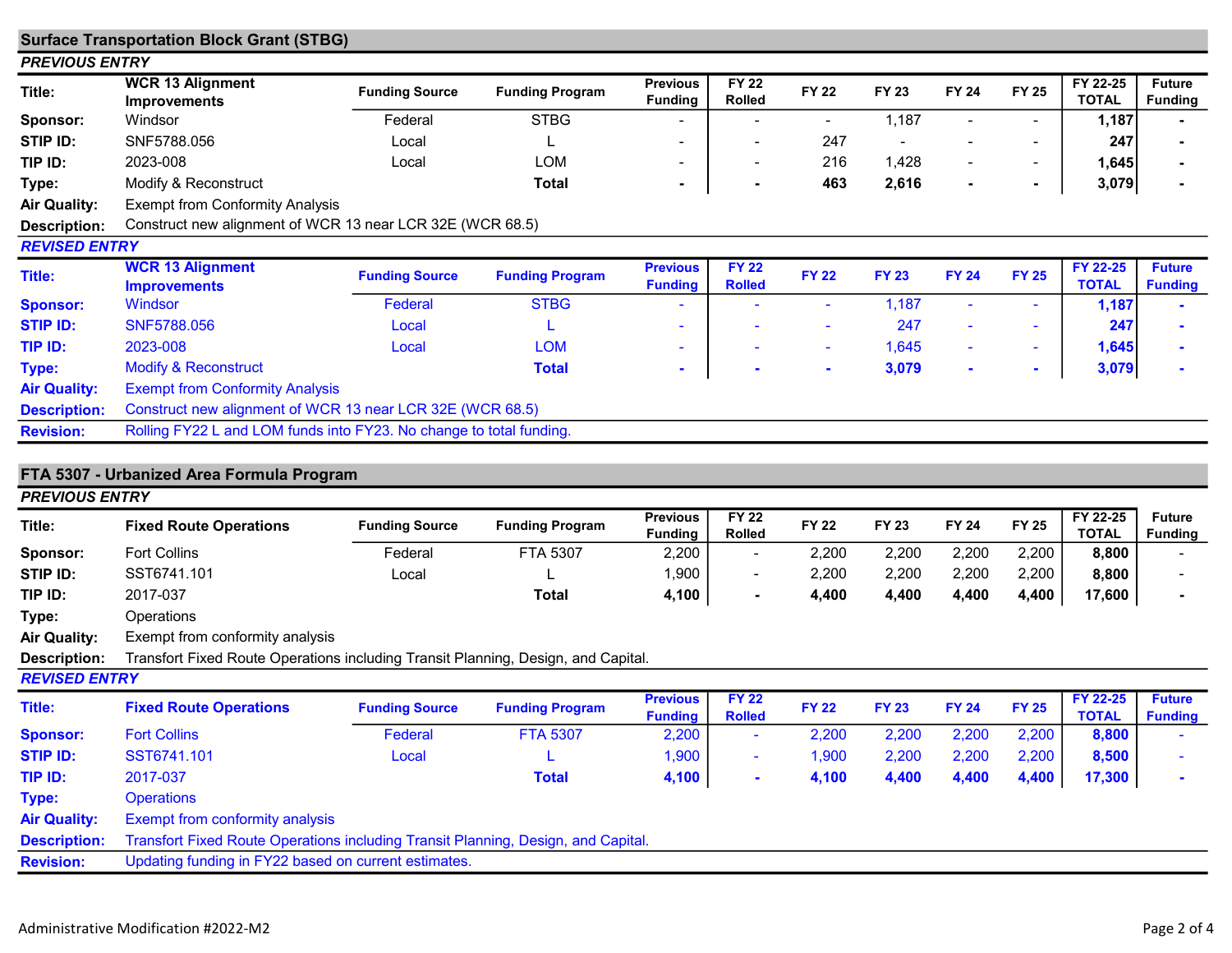## Surface Transportation Block Grant (STBG)

***PREVIOUS ENTRY***

| Title: | WCR 13 Alignment Improvements | Funding Source | Funding Program | Previous Funding | FY 22 Rolled | FY 22 | FY 23 | FY 24 | FY 25 | FY 22-25 TOTAL | Future Funding |
|---|---|---|---|---|---|---|---|---|---|---|---|
| Sponsor: | Windsor | Federal | STBG | - | - | - | 1,187 | - | - | **1,187** | **-** |
| STIP ID: | SNF5788.056 | Local | L | - | - | 247 | - | - | - | **247** | **-** |
| TIP ID: | 2023-008 | Local | LOM | - | - | 216 | 1,428 | - | - | **1,645** | **-** |
| Type: | Modify & Reconstruct | | **Total** | **-** | **-** | **463** | **2,616** | **-** | **-** | **3,079** | **-** |
| Air Quality: | Exempt from Conformity Analysis | | | | | | | | | | |
| Description: | Construct new alignment of WCR 13 near LCR 32E (WCR 68.5) | | | | | | | | | | |

***REVISED ENTRY***

| Title: | WCR 13 Alignment Improvements | Funding Source | Funding Program | Previous Funding | FY 22 Rolled | FY 22 | FY 23 | FY 24 | FY 25 | FY 22-25 TOTAL | Future Funding |
|---|---|---|---|---|---|---|---|---|---|---|---|
| Sponsor: | Windsor | Federal | STBG | - | - | - | 1,187 | - | - | **1,187** | **-** |
| STIP ID: | SNF5788.056 | Local | L | - | - | - | 247 | - | - | **247** | **-** |
| TIP ID: | 2023-008 | Local | LOM | - | - | - | 1,645 | - | - | **1,645** | **-** |
| Type: | Modify & Reconstruct | | **Total** | **-** | **-** | **-** | **3,079** | **-** | **-** | **3,079** | **-** |
| Air Quality: | Exempt from Conformity Analysis | | | | | | | | | | |
| Description: | Construct new alignment of WCR 13 near LCR 32E (WCR 68.5) | | | | | | | | | | |
| Revision: | Rolling FY22 L and LOM funds into FY23. No change to total funding. | | | | | | | | | | |

## FTA 5307 - Urbanized Area Formula Program

***PREVIOUS ENTRY***

| Title: | Fixed Route Operations | Funding Source | Funding Program | Previous Funding | FY 22 Rolled | FY 22 | FY 23 | FY 24 | FY 25 | FY 22-25 TOTAL | Future Funding |
|---|---|---|---|---|---|---|---|---|---|---|---|
| Sponsor: | Fort Collins | Federal | FTA 5307 | 2,200 | - | 2,200 | 2,200 | 2,200 | 2,200 | **8,800** | - |
| STIP ID: | SST6741.101 | Local | L | 1,900 | - | 2,200 | 2,200 | 2,200 | 2,200 | **8,800** | - |
| TIP ID: | 2017-037 | | **Total** | **4,100** | **-** | **4,400** | **4,400** | **4,400** | **4,400** | **17,600** | **-** |
| Type: | Operations | | | | | | | | | | |
| Air Quality: | Exempt from conformity analysis | | | | | | | | | | |
| Description: | Transfort Fixed Route Operations including Transit Planning, Design, and Capital. | | | | | | | | | | |

***REVISED ENTRY***

| Title: | Fixed Route Operations | Funding Source | Funding Program | Previous Funding | FY 22 Rolled | FY 22 | FY 23 | FY 24 | FY 25 | FY 22-25 TOTAL | Future Funding |
|---|---|---|---|---|---|---|---|---|---|---|---|
| Sponsor: | Fort Collins | Federal | FTA 5307 | 2,200 | - | 2,200 | 2,200 | 2,200 | 2,200 | **8,800** | - |
| STIP ID: | SST6741.101 | Local | L | 1,900 | - | 1,900 | 2,200 | 2,200 | 2,200 | **8,500** | - |
| TIP ID: | 2017-037 | | **Total** | **4,100** | **-** | **4,100** | **4,400** | **4,400** | **4,400** | **17,300** | **-** |
| Type: | Operations | | | | | | | | | | |
| Air Quality: | Exempt from conformity analysis | | | | | | | | | | |
| Description: | Transfort Fixed Route Operations including Transit Planning, Design, and Capital. | | | | | | | | | | |
| Revision: | Updating funding in FY22 based on current estimates. | | | | | | | | | | |

Administrative Modification #2022-M2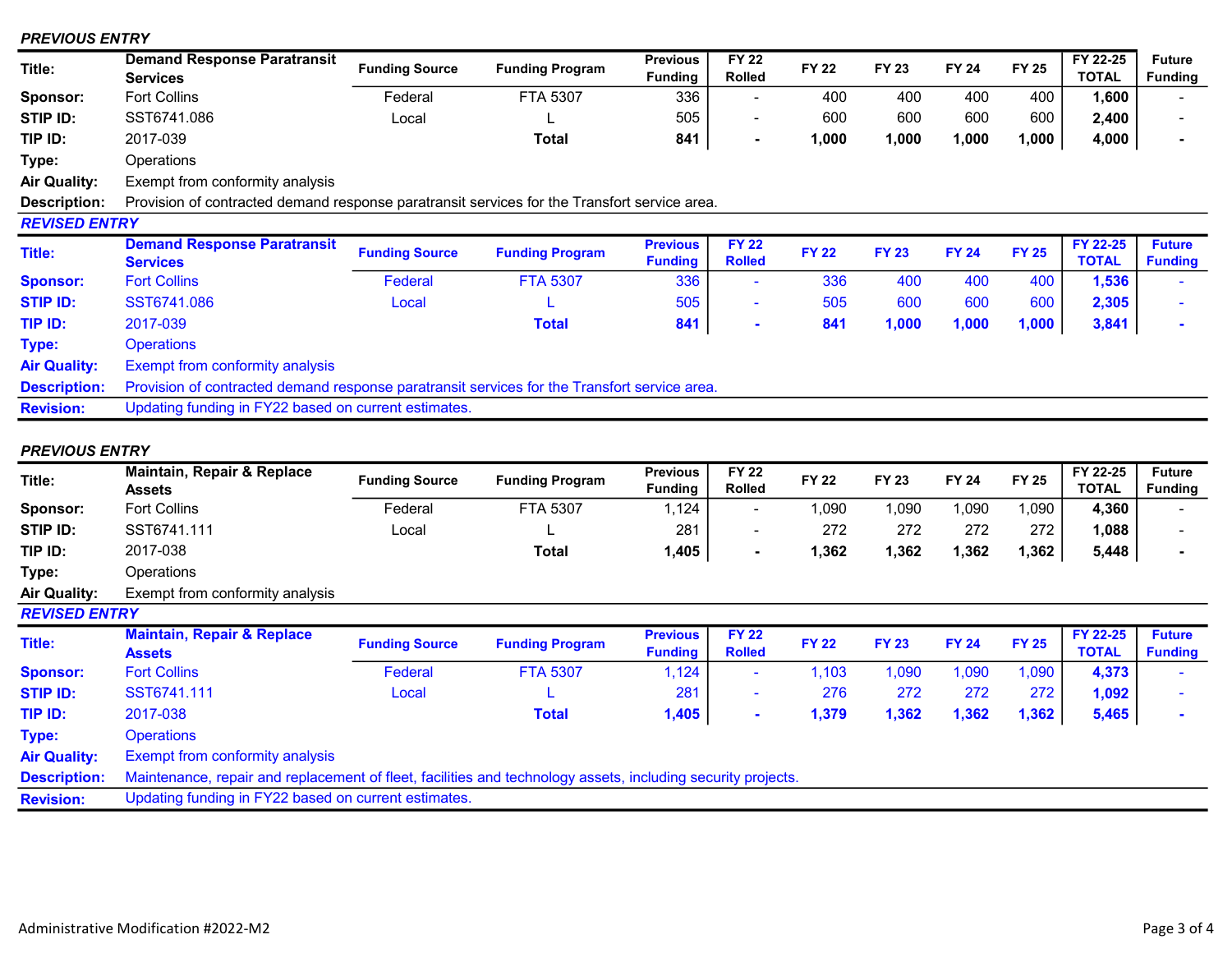***PREVIOUS ENTRY***

| Title: | Demand Response Paratransit Services | Funding Source | Funding Program | Previous Funding | FY 22 Rolled | FY 22 | FY 23 | FY 24 | FY 25 | FY 22-25 TOTAL | Future Funding |
|---|---|---|---|---|---|---|---|---|---|---|---|
| Sponsor: | Fort Collins | Federal | FTA 5307 | 336 | - | 400 | 400 | 400 | 400 | **1,600** | - |
| STIP ID: | SST6741.086 | Local | L | 505 | - | 600 | 600 | 600 | 600 | **2,400** | - |
| TIP ID: | 2017-039 | | **Total** | **841** | **-** | **1,000** | **1,000** | **1,000** | **1,000** | **4,000** | **-** |
| Type: | Operations | | | | | | | | | | |
| Air Quality: | Exempt from conformity analysis | | | | | | | | | | |
| Description: | Provision of contracted demand response paratransit services for the Transfort service area. | | | | | | | | | | |

***REVISED ENTRY***

| Title: | Demand Response Paratransit Services | Funding Source | Funding Program | Previous Funding | FY 22 Rolled | FY 22 | FY 23 | FY 24 | FY 25 | FY 22-25 TOTAL | Future Funding |
|---|---|---|---|---|---|---|---|---|---|---|---|
| Sponsor: | Fort Collins | Federal | FTA 5307 | 336 | - | 336 | 400 | 400 | 400 | **1,536** | - |
| STIP ID: | SST6741.086 | Local | L | 505 | - | 505 | 600 | 600 | 600 | **2,305** | - |
| TIP ID: | 2017-039 | | **Total** | **841** | **-** | **841** | **1,000** | **1,000** | **1,000** | **3,841** | **-** |
| Type: | Operations | | | | | | | | | | |
| Air Quality: | Exempt from conformity analysis | | | | | | | | | | |
| Description: | Provision of contracted demand response paratransit services for the Transfort service area. | | | | | | | | | | |
| Revision: | Updating funding in FY22 based on current estimates. | | | | | | | | | | |

***PREVIOUS ENTRY***

| Title: | Maintain, Repair & Replace Assets | Funding Source | Funding Program | Previous Funding | FY 22 Rolled | FY 22 | FY 23 | FY 24 | FY 25 | FY 22-25 TOTAL | Future Funding |
|---|---|---|---|---|---|---|---|---|---|---|---|
| Sponsor: | Fort Collins | Federal | FTA 5307 | 1,124 | - | 1,090 | 1,090 | 1,090 | 1,090 | **4,360** | - |
| STIP ID: | SST6741.111 | Local | L | 281 | - | 272 | 272 | 272 | 272 | **1,088** | - |
| TIP ID: | 2017-038 | | **Total** | **1,405** | **-** | **1,362** | **1,362** | **1,362** | **1,362** | **5,448** | **-** |
| Type: | Operations | | | | | | | | | | |
| Air Quality: | Exempt from conformity analysis | | | | | | | | | | |

***REVISED ENTRY***

| Title: | Maintain, Repair & Replace Assets | Funding Source | Funding Program | Previous Funding | FY 22 Rolled | FY 22 | FY 23 | FY 24 | FY 25 | FY 22-25 TOTAL | Future Funding |
|---|---|---|---|---|---|---|---|---|---|---|---|
| Sponsor: | Fort Collins | Federal | FTA 5307 | 1,124 | - | 1,103 | 1,090 | 1,090 | 1,090 | **4,373** | - |
| STIP ID: | SST6741.111 | Local | L | 281 | - | 276 | 272 | 272 | 272 | **1,092** | - |
| TIP ID: | 2017-038 | | **Total** | **1,405** | **-** | **1,379** | **1,362** | **1,362** | **1,362** | **5,465** | **-** |
| Type: | Operations | | | | | | | | | | |
| Air Quality: | Exempt from conformity analysis | | | | | | | | | | |
| Description: | Maintenance, repair and replacement of fleet, facilities and technology assets, including security projects. | | | | | | | | | | |
| Revision: | Updating funding in FY22 based on current estimates. | | | | | | | | | | |

Administrative Modification #2022-M2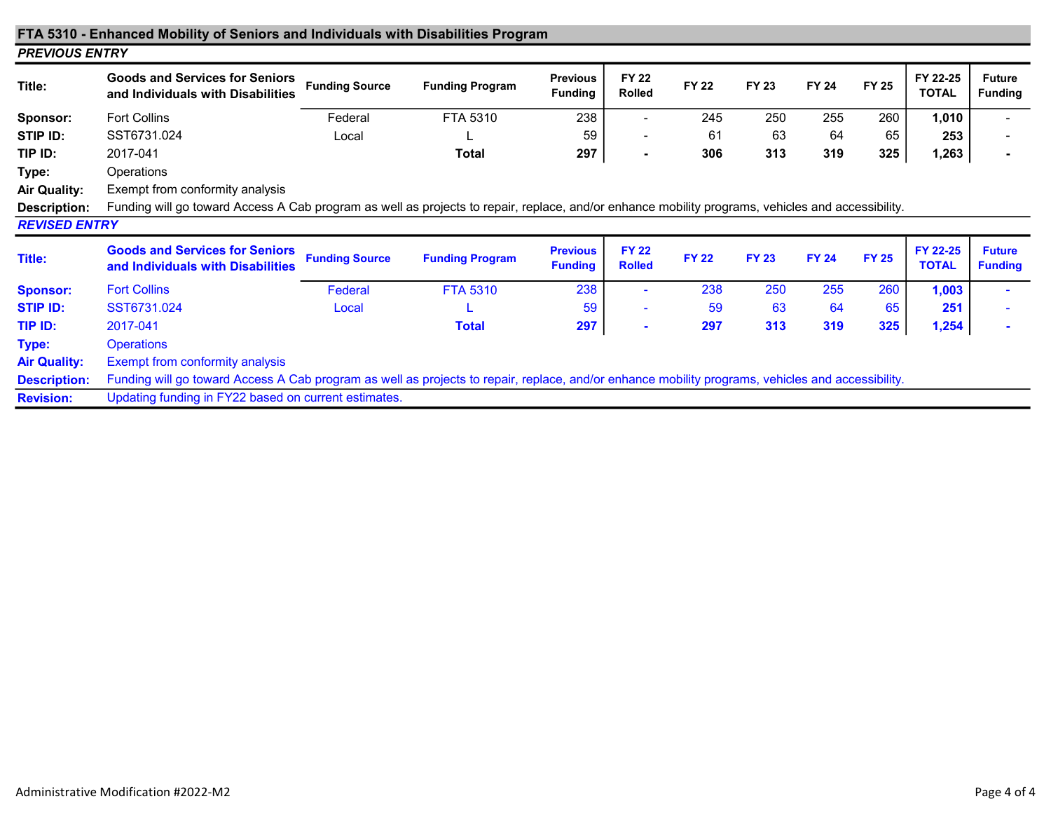## FTA 5310 - Enhanced Mobility of Seniors and Individuals with Disabilities Program

### *PREVIOUS ENTRY*

| Title: | Goods and Services for Seniors and Individuals with Disabilities | Funding Source | Funding Program | Previous Funding | FY 22 Rolled | FY 22 | FY 23 | FY 24 | FY 25 | FY 22-25 TOTAL | Future Funding |
|---|---|---|---|---|---|---|---|---|---|---|---|
| **Sponsor:** | Fort Collins | Federal | FTA 5310 | 238 | - | 245 | 250 | 255 | 260 | **1,010** | - |
| **STIP ID:** | SST6731.024 | Local | L | 59 | - | 61 | 63 | 64 | 65 | **253** | - |
| **TIP ID:** | 2017-041 | | **Total** | **297** | **-** | **306** | **313** | **319** | **325** | **1,263** | **-** |

**Type:** Operations

**Air Quality:** Exempt from conformity analysis

**Description:** Funding will go toward Access A Cab program as well as projects to repair, replace, and/or enhance mobility programs, vehicles and accessibility.

### *REVISED ENTRY*

| Title: | Goods and Services for Seniors and Individuals with Disabilities | Funding Source | Funding Program | Previous Funding | FY 22 Rolled | FY 22 | FY 23 | FY 24 | FY 25 | FY 22-25 TOTAL | Future Funding |
|---|---|---|---|---|---|---|---|---|---|---|---|
| **Sponsor:** | Fort Collins | Federal | FTA 5310 | 238 | - | 238 | 250 | 255 | 260 | **1,003** | - |
| **STIP ID:** | SST6731.024 | Local | L | 59 | - | 59 | 63 | 64 | 65 | **251** | - |
| **TIP ID:** | 2017-041 | | **Total** | **297** | **-** | **297** | **313** | **319** | **325** | **1,254** | **-** |

**Type:** Operations

**Air Quality:** Exempt from conformity analysis

**Description:** Funding will go toward Access A Cab program as well as projects to repair, replace, and/or enhance mobility programs, vehicles and accessibility.

**Revision:** Updating funding in FY22 based on current estimates.

Administrative Modification #2022-M2